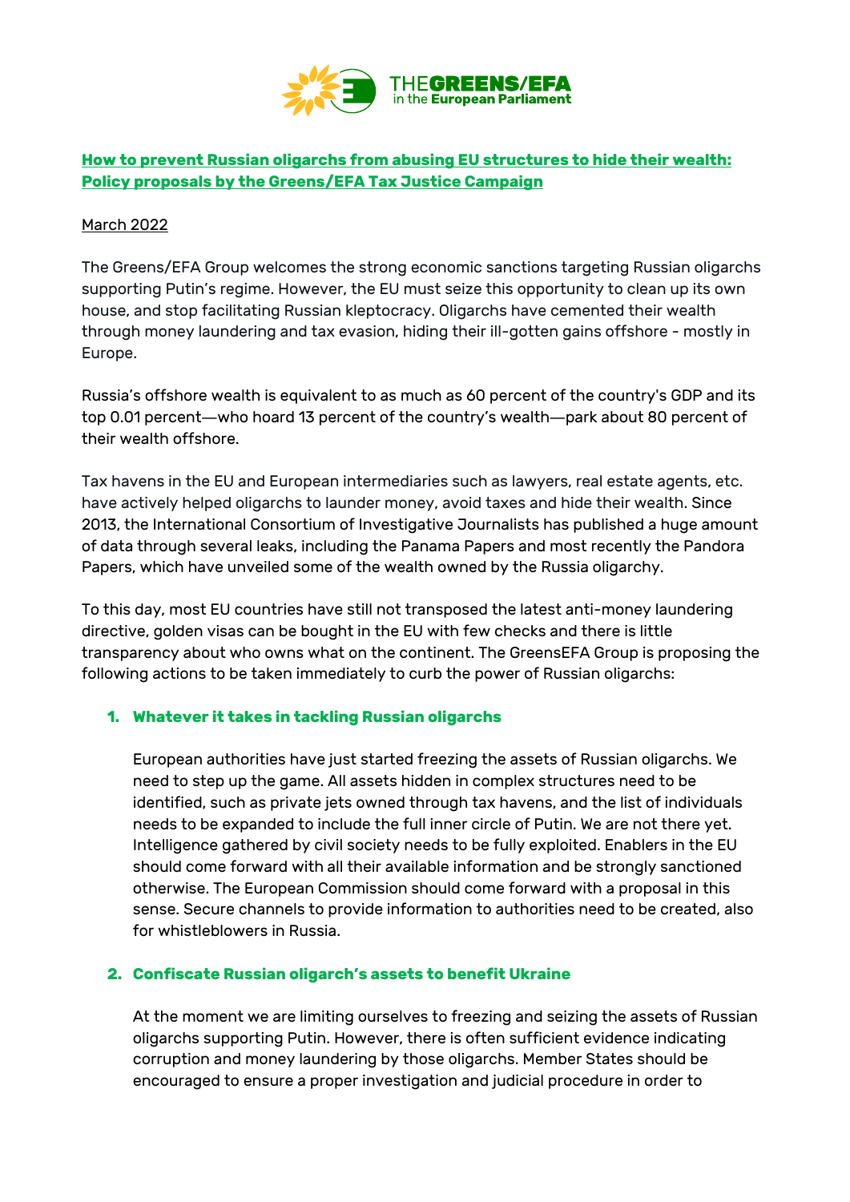# How to prevent Russian oligarchs from abusing EU structures to hide their wealth: Policy proposals by the Greens/EFA Tax Justice Campaign

March 2022

The Greens/EFA Group welcomes the strong economic sanctions targeting Russian oligarchs supporting Putin's regime. However, the EU must seize this opportunity to clean up its own house, and stop facilitating Russian kleptocracy. Oligarchs have cemented their wealth through money laundering and tax evasion, hiding their ill-gotten gains offshore - mostly in Europe.

Russia's offshore wealth is equivalent to as much as 60 percent of the country's GDP and its top 0.01 percent—who hoard 13 percent of the country's wealth—park about 80 percent of their wealth offshore.

Tax havens in the EU and European intermediaries such as lawyers, real estate agents, etc. have actively helped oligarchs to launder money, avoid taxes and hide their wealth. Since 2013, the International Consortium of Investigative Journalists has published a huge amount of data through several leaks, including the Panama Papers and most recently the Pandora Papers, which have unveiled some of the wealth owned by the Russia oligarchy.

To this day, most EU countries have still not transposed the latest anti-money laundering directive, golden visas can be bought in the EU with few checks and there is little transparency about who owns what on the continent. The GreensEFA Group is proposing the following actions to be taken immediately to curb the power of Russian oligarchs:

## 1. Whatever it takes in tackling Russian oligarchs

European authorities have just started freezing the assets of Russian oligarchs. We need to step up the game. All assets hidden in complex structures need to be identified, such as private jets owned through tax havens, and the list of individuals needs to be expanded to include the full inner circle of Putin. We are not there yet. Intelligence gathered by civil society needs to be fully exploited. Enablers in the EU should come forward with all their available information and be strongly sanctioned otherwise. The European Commission should come forward with a proposal in this sense. Secure channels to provide information to authorities need to be created, also for whistleblowers in Russia.

## 2. Confiscate Russian oligarch's assets to benefit Ukraine

At the moment we are limiting ourselves to freezing and seizing the assets of Russian oligarchs supporting Putin. However, there is often sufficient evidence indicating corruption and money laundering by those oligarchs. Member States should be encouraged to ensure a proper investigation and judicial procedure in order to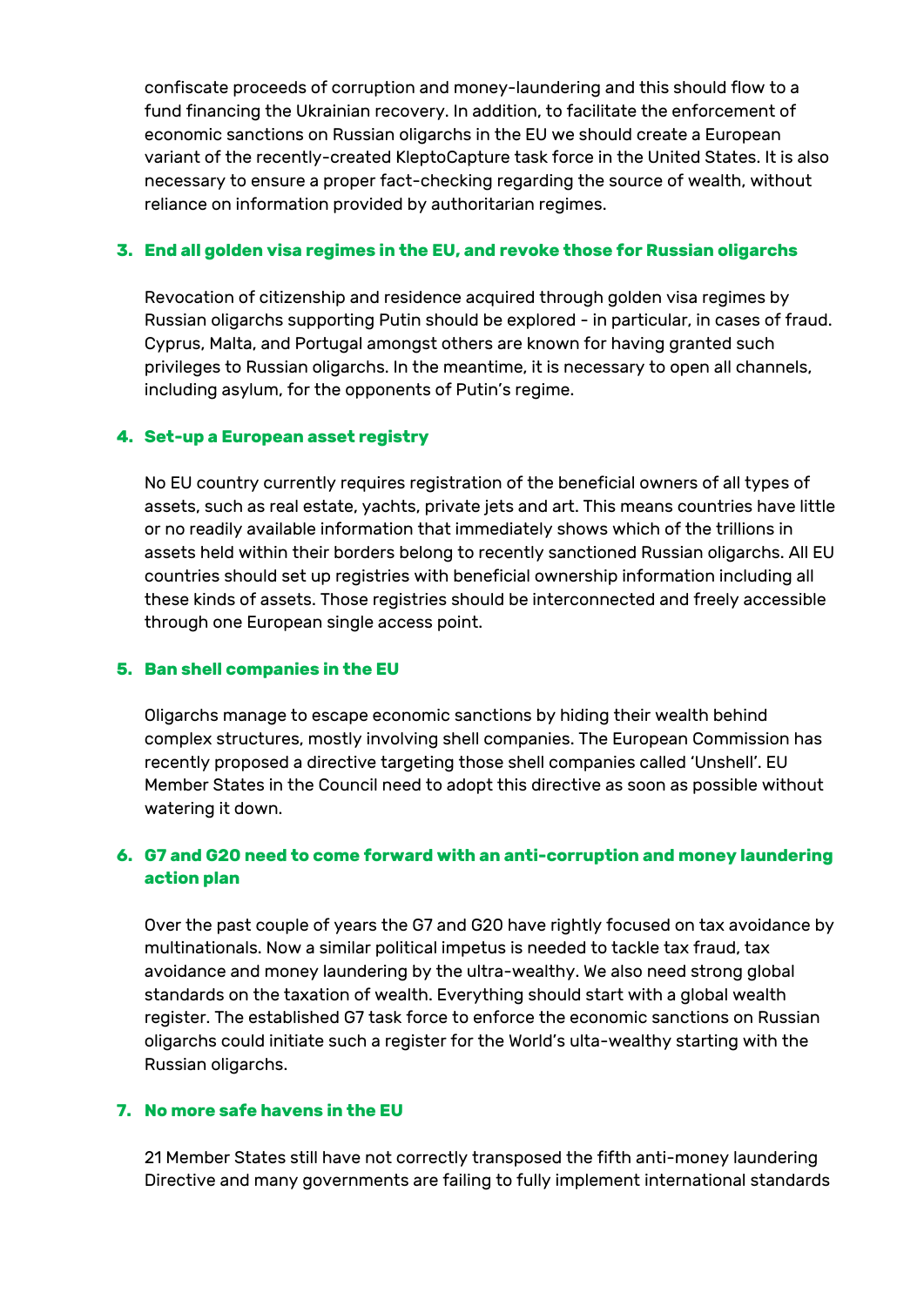confiscate proceeds of corruption and money-laundering and this should flow to a fund financing the Ukrainian recovery. In addition, to facilitate the enforcement of economic sanctions on Russian oligarchs in the EU we should create a European variant of the recently-created KleptoCapture task force in the United States. It is also necessary to ensure a proper fact-checking regarding the source of wealth, without reliance on information provided by authoritarian regimes.

3. **End all golden visa regimes in the EU, and revoke those for Russian oligarchs**

   Revocation of citizenship and residence acquired through golden visa regimes by Russian oligarchs supporting Putin should be explored - in particular, in cases of fraud. Cyprus, Malta, and Portugal amongst others are known for having granted such privileges to Russian oligarchs. In the meantime, it is necessary to open all channels, including asylum, for the opponents of Putin's regime.

4. **Set-up a European asset registry**

   No EU country currently requires registration of the beneficial owners of all types of assets, such as real estate, yachts, private jets and art. This means countries have little or no readily available information that immediately shows which of the trillions in assets held within their borders belong to recently sanctioned Russian oligarchs. All EU countries should set up registries with beneficial ownership information including all these kinds of assets. Those registries should be interconnected and freely accessible through one European single access point.

5. **Ban shell companies in the EU**

   Oligarchs manage to escape economic sanctions by hiding their wealth behind complex structures, mostly involving shell companies. The European Commission has recently proposed a directive targeting those shell companies called 'Unshell'. EU Member States in the Council need to adopt this directive as soon as possible without watering it down.

6. **G7 and G20 need to come forward with an anti-corruption and money laundering action plan**

   Over the past couple of years the G7 and G20 have rightly focused on tax avoidance by multinationals. Now a similar political impetus is needed to tackle tax fraud, tax avoidance and money laundering by the ultra-wealthy. We also need strong global standards on the taxation of wealth. Everything should start with a global wealth register. The established G7 task force to enforce the economic sanctions on Russian oligarchs could initiate such a register for the World's ulta-wealthy starting with the Russian oligarchs.

7. **No more safe havens in the EU**

   21 Member States still have not correctly transposed the fifth anti-money laundering Directive and many governments are failing to fully implement international standards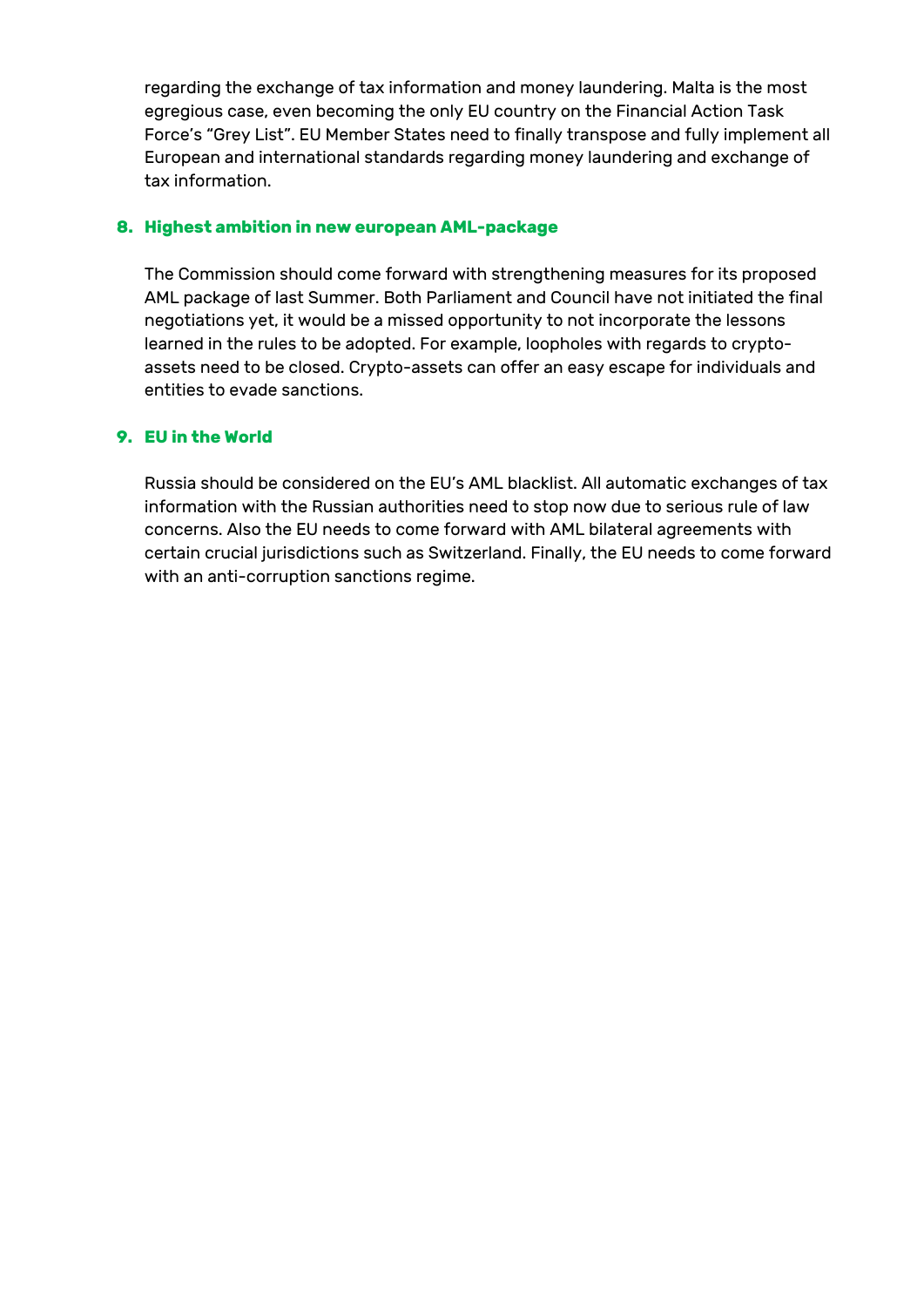regarding the exchange of tax information and money laundering. Malta is the most egregious case, even becoming the only EU country on the Financial Action Task Force's "Grey List". EU Member States need to finally transpose and fully implement all European and international standards regarding money laundering and exchange of tax information.

## 8. Highest ambition in new european AML-package

The Commission should come forward with strengthening measures for its proposed AML package of last Summer. Both Parliament and Council have not initiated the final negotiations yet, it would be a missed opportunity to not incorporate the lessons learned in the rules to be adopted. For example, loopholes with regards to crypto-assets need to be closed. Crypto-assets can offer an easy escape for individuals and entities to evade sanctions.

## 9. EU in the World

Russia should be considered on the EU's AML blacklist. All automatic exchanges of tax information with the Russian authorities need to stop now due to serious rule of law concerns. Also the EU needs to come forward with AML bilateral agreements with certain crucial jurisdictions such as Switzerland. Finally, the EU needs to come forward with an anti-corruption sanctions regime.